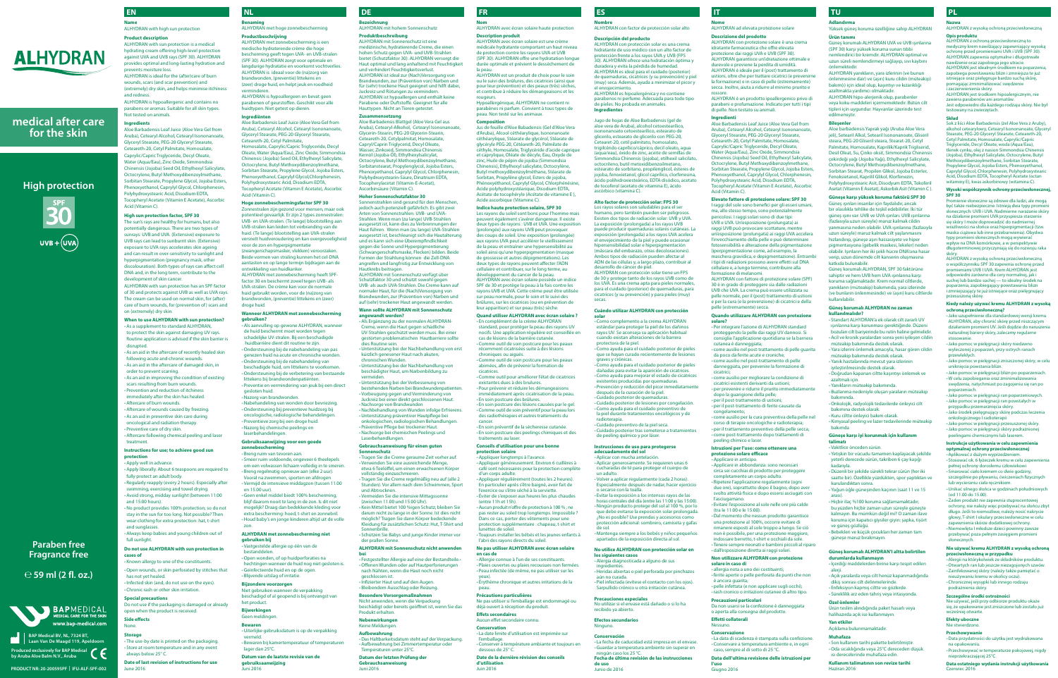# ALHYDRAN

**medical after care for the skin**

**High protection**

**SPF 30**

**UVB + (UVA)**

**Paraben free**
**Fragrance free**

℮ 59 ml (2 fl. oz.)

**BAPMEDICAL**
MEDICAL CARE FOR THE SKIN
www.bap-medical.com

BAP Medical BV, NL, 7324 BT,
Laan Van De Maagd 119, Apeldoorn

Produced exclusively for BAP Medical by Aruba Aloe Balm N.V., Aruba

PRODUCT NR: 20-200595PF | IFU-ALF-SPF-002

## EN

**Name**
ALHYDRAN with high sun protection

**Product description**
ALHYDRAN with sun protection is a medical hydrating cream offering high-level protection against UVA and UVB rays (SPF 30). ALHYDRAN provides optimal and long-lasting hydration and prevents moisture loss.
ALHYDRAN is ideal for the (after)care of burn wounds, scars (and scar prevention) and (extremely) dry skin, and helps minimise itchiness and redness.
ALHYDRAN is hypoallergenic and contains no parabens or aromas. Suitable for all skin types. Not tested on animals.

**Ingredients**
Aloe Barbadensis Leaf Juice (Aloe Vera Gel from Aruba), Cetearyl Alcohol, Cetearyl Isononanoate, Glyceryl Stearate, PEG-20 Glyceryl Stearate, Ceteareth-20, Cetyl Palmitate, Homosalate, Caprylic/Capric Triglyceride, Decyl Oleate, Water (Aqua/Eau), Zinc Oxide, Simmondsia Chinensis (Jojoba) Seed Oil, Ethylhexyl Salicylate, Octocrylene, Butyl Methoxydibenzoylmethane, Sorbitan Stearate, Propylene Glycol, Jojoba Esters, Phenoxyethanol, Caprylyl Glycol, Chlorphenesin, Polyhydroxystearic Acid, Disodium EDTA, Tocopheryl Acetate (Vitamin E Acetate), Ascorbic Acid (Vitamin C).

**High sun protection factor, SPF 30**
The sun's rays are healthy for humans, but also potentially dangerous. There are two types of sunrays: UVB and UVA. (Extensive) exposure to UVB rays can lead to sunburnt skin. (Extensive) exposure to UVA rays accelerates skin ageing and can result in over-sensitivity to sunlight and hyperpigmentation (pregnancy mask, other discolouration). Both types of sunrays affect cell DNA and, in the long term, contribute to the development of skin cancer.
ALHYDRAN with sun protection has an SPF factor of 30 and protects against UVB as well as UVA rays. The cream can be used on normal skin, for (after) care of burn wounds, for (prevention of) scars and on (extremely) dry skin.

**When to use ALHYDRAN with sun protection?**
- As a supplement to standard ALHYDRAN, to protect the skin against damaging UV rays. Routine application is advised if the skin barrier is disrupted.
- As an aid in the aftercare of recently healed skin following acute and chronic wounds.
- As an aid in the aftercare of damaged skin, in order to prevent scarring.
- As an aid in improving the condition of existing scars resulting from burn wounds.
- Prevention and reduction of itchiness immediately after the skin has healed.
- Aftercare of burn wounds.
- Aftercare of wounds caused by freezing.
- As an aid in preventive skin care during oncological and radiation therapy.
- Preventive care of dry skin.
- Aftercare following chemical peeling and laser treatment.

**Instructions for use; to achieve good sun protection**
- Apply well in advance.
- Apply liberally. About 6 teaspoons are required to fully protect an adult body.
- Regularly reapply (every 2 hours). Especially after swimming, exercising and towel drying.
- Avoid strong, midday sunlight (between 11:00 and 15:00 hours).
- No product provides 100% protection, so do not stay in the sun for too long. Not possible? Then wear clothing for extra protection: hat, t-shirt and sunglasses.
- Always keep babies and young children out of full sunlight.

**Do not use ALHYDRAN with sun protection in cases of**
- Known allergy to one of the constituents.
- Open wounds, or skin perforated by stitches that has not yet healed.
- Infected skin (and, do not use on the eyes).
- Chronic rash or other skin irritation.

**Special precautions**
Do not use if the packaging is damaged or already open when the product is received.

**Side effects**
None.

**Storage**
- The use-by date is printed on the packaging.
- Store at room temperature and in any event always below 25°C.

**Date of last revision of instructions for use**
June 2016

## NL

**Benaming**
ALHYDRAN met hoge zonnebescherming

**Productbeschrijving**
ALHYDRAN met zonnebescherming is een medische hydraterende crème die hoge bescherming geeft tegen UVA- en UVB-stralen (SPF 30). ALHYDRAN zorgt voor optimale en langdurige hydratatie en voorkomt vochtverlies. ALHYDRAN is ideaal voor de (na)zorg van brandwonden, (preventie) littekens en (zeer) droge huid, en helpt jeuk en roodheid verminderen.
ALHYDRAN is hypoallergeen en bevat geen parabenen of geurstoffen. Geschikt voor alle huidtypen. Niet getest op dieren.

**Ingrediënten**
Aloe Barbadensis Leaf Juice (Aloe Vera Gel van Aruba), Cetearyl Alcohol, Cetearyl Isononanoate, Glyceryl Stearate, PEG-20 Glyceryl Stearate, Ceteareth-20, Cetyl Palmitate, Homosalate, Caprylic/Capric Triglyceride, Decyl Oleate, Water (Aqua/Eau), Zinc Oxide, Simmondsia Chinensis (Jojoba) Seed Oil, Ethylhexyl Salicylate, Octocrylene, Butyl Methoxydibenzoylmethane, Sorbitan Stearate, Propylene Glycol, Jojoba Esters, Phenoxyethanol, Caprylyl Glycol, Chlorphenesin, Polyhydroxystearic Acid, Disodium EDTA, Tocopheryl Acetate (Vitamine E Acetate), Ascorbic Acid (Vitamine C).

**Hoge zonnebeschermingsfactor SPF 30**
Zonnestralen zijn gezond voor mensen, maar ook potentieel gevaarlijk. Er zijn 2 typen zonnestralen: UVB- en UVA-stralen. (Te lange) blootstelling aan UVB-stralen kan leiden tot verbranding van de huid. (Te lange) blootstelling aan UVA-stralen versnelt huidveroudering en kan overgevoeligheid voor de zon en hyperpigmentatie (zwangerschapsmasker, vlekken) veroorzaken. Beide vormen van straling kunnen het cel-DNA aantasten en op lange termijn bijdragen aan de ontwikkeling van huidkanker.
ALHYDRAN met zonnebescherming heeft SPF-factor 30 en beschermt zowel tegen UVB- als UVA-stralen. De crème kan voor de normale huid gebruikt worden, voor de (na)zorg van brandwonden, (preventie van) littekens en (zeer) droge huid.

**Wanneer ALHYDRAN met zonnebescherming gebruiken?**
- Als aanvulling op gewone ALHYDRAN, wanneer de huid beschermd moet worden tegen schadelijke UV-stralen. Bij een beschadigde huidbarrière dient dit routine te zijn.
- Ondersteuning bij de nabehandeling van pas genezen huid na acute en chronische wonden.
- Ondersteuning bij de nabehandeling van beschadigde huid, om littekens te voorkomen.
- Ondersteuning bij de verbetering van bestaande littekens bij brandwondenpatiënten.
- Preventie en vermindering van jeuk bij een direct gesloten huid.
- Nazorg van brandwonden.
- Nabehandeling van wonden door bevriezing.
- Ondersteuning bij preventieve huidzorg bij oncologische, radiologische behandelingen.
- Preventieve zorg bij een droge huid.
- Nazorg bij chemische peelings en laserbehandelingen.

**Gebruiksaanwijzing voor een goede zonnebescherming**
- Breng ruim van tevoren aan.
- Smeer ruim voldoende, ongeveer 6 theelepels om een volwassen lichaam volledig in te smeren.
- Breng regelmatig opnieuw aan (elke 2 uur). Vooral na zwemmen, sporten en afdrogen.
- Vermijd de intensieve middagzon (tussen 11:00 en 15:00 uur).
- Geen enkel middel biedt 100% bescherming, blijf daarom nooit te lang in de zon. Is dit niet mogelijk? Draag dan bedekkende kleding voor extra bescherming: hoed, t-shirt en zonnebril.
- Houd baby's en jonge kinderen altijd uit de volle zon.

**ALHYDRAN met zonnebescherming niet gebruiken bij**
- Vastgestelde allergie op één van de bestanddelen.
- Open wonden, of op huidperforaties na hechtingen wanneer de huid nog niet gesloten is.
- Geïnfecteerde huid en op de ogen.
- Blijvende uitslag of irritatie.

**Bijzondere voorzorgen**
Niet gebruiken wanneer de verpakking beschadigd of al geopend is bij ontvangst van het product.

**Bijwerkingen**
Geen meldingen.

**Bewaren**
- Uiterlijke gebruiksdatum is op de verpakking vermeld.
- Bewaren bij kamertemperatuur of temperaturen lager dan 25°C.

**Datum van de laatste revisie van de gebruiksaanwijzing**
Juni 2016

## DE

**Bezeichnung**
ALHYDRAN mit hohem Sonnenschutz

**Produktbeschreibung**
ALHYDRAN mit Sonnenschutz ist eine medizinische, hydratisierende Creme, die einen hohen Schutz gegen UVA- und UVB-Strahlen bietet (Schutzfaktor 30). ALHYDRAN versorgt die Haut optimal und lang anhaltend mit Feuchtigkeit und verhindert Feuchtigkeitsverlust.
ALHYDRAN ist ideal zur (Nach)versorgung von Brandwunden, zur (Prävention von) Narben und für (sehr) trockene Haut geeignet und hilft dabei, Juckreiz und Rötungen zu vermindern.
ALHYDRAN ist hypoallergen und enthält keine Parabene oder Duftstoffe. Geeignet für alle Hauttypen. Nicht an Tieren getestet.

**Zusammensetzung**
Aloe Barbadensis Blattgel (Aloe Vera Gel aus Aruba), Cetearyl Alkohol, Cetearyl Isononanoate, Glycerin-Stearin, PEG-20 Glycerin-Stearin, Ceteareth-20, Cetylpalmitat, Homosalate, Capryl/Caprin Triglycerid, Decyl-Oleate, Wasser, Zinkoxid, Simmondsia Chinensis Kernöl (Jojoba Öl), Ethylhexylsalicylat, Octocrylene, Butyl Methoxydibenzoylmethane, Sorbitanstearat, Propylenglycol, Jojoba Esters, Phenoxyethanol, Caprylyl Glycol, Chlorphenesin, Polyhydroxystearin Säure, Dinatrium EDTA, Tocopherylacetat (Vitamin-E-Acetat), Ascorbinsäure (Vitamin C).

**Hoher Sonnenschutzfaktor 30**
Sonnenstrahlen sind gesund für den Menschen, jedoch auch potenziell gefährlich. Es gibt zwei Arten von Sonnenstrahlen: UVB- und UVA-Strahlen. Wenn man (zu lange) UVB-Strahlen ausgesetzt ist, kann dies zu Verbrennungen der Haut führen. Wenn man (zu lange) UVA-Strahlen ausgesetzt ist, beschleunigt sich die Hautalterung und es kann sich eine Überempfindlichkeit gegen die Sonne und Hyperpigmentierung (Schwangerschaftsmaske, Flecken) bilden. Beide Formen der Strahlung können die Zell-DNA angreifen und langfristig zur Entwicklung von Hautkrebs beitragen.
ALHYDRAN mit Sonnenschutz verfügt über Schutzfaktor 30 und schützt sowohl gegen UVB- als auch UVA-Strahlen. Die Creme kann auf normaler Haut, für die (Nach)Versorgung von Brandwunden, zur (Prävention von) Narben und auf (sehr) trockener Haut angewandt werden.

**Wann sollte ALHYDRAN mit Sonnenschutz angewandt werden?**
- Als Ergänzung zu der normalen ALHYDRAN-Creme, wenn die Haut gegen schädliche UV-Strahlen geschützt werden muss. Bei einer gestörten problematischen Hautbarriere sollte dies Routine sein.
- Unterstützung bei der Nachbehandlung von erst kürzlich genesener Haut nach akuten, chronischen Wunden.
- Unterstützung bei der Nachbehandlung von beschädigter Haut, um Narbenbildung zu vermeiden.
- Unterstützung bei der Verbesserung von bestehenden Narben bei Brandwundenpatienten.
- Vorbeugung gegen und Verminderung von Juckreiz bei einer direkt geschlossenen Haut.
- Nachsorge von Brandwunden.
- Nachbehandlung von Wunden infolge Erfrierens.
- Unterstützung präventiver Hautpflege bei onkologischen, radiologischen Behandlungen.
- Präventive Pflege bei trockener Haut.
- Nachsorge bei chemischen Peelings und Laserbehandlungen.

**Gebrauchsanweisung für einen guten Sonnenschutz**
- Tragen Sie die Creme genaue Zeit vorher auf.
- Verwenden Sie eine ausreichende Menge, etwa 6 Teelöffel, um einen erwachsenen Körper vollständig einzuschmieren.
- Tragen Sie die Creme regelmäßig neu auf (alle 2 Stunden). Vor allem nach dem Schwimmen, Sport und Abtrocknen.
- Vermeiden Sie die intensive Mittagssonne (zwischen 11:00 und 15:00 Uhr).
- Kein Mittel bietet 100 %igen Schutz, bleiben Sie daher nicht zu lange in der Sonne. Ist dies nicht möglich? Tragen Sie dann Körper bedeckende Kleidung für zusätzlichen Schutz: Hut, T-Shirt und Sonnenbrille.
- Schützen Sie Babys und junge Kinder immer vor der prallen Sonne.

**ALHYDRAN mit Sonnenschutz nicht anwenden bei**
- Festgestellter Allergie auf einer der Bestandteile.
- Offenen Wunden oder auf Hautperforierungen nach Nähten, wenn die Haut noch nicht geschlossen ist.
- Infizierter Haut und auf den Augen.
- Bleibendem Ausschlag oder Reizung.

**Besondere Vorsorgemaßnahmen**
Nicht anwenden, wenn die Verpackung beschädigt oder bereits geöffnet ist, wenn Sie das Produkt erhalten.

**Nebenwirkungen**
Keine Meldungen.

**Aufbewahrung**
- Das Haltbarkeitsdatum steht auf der Verpackung.
- Aufbewahrung bei Zimmertemperatur oder Temperaturen unter 25°C.

**Datum der letzten Prüfung der Gebrauchsanweisung**
Juni 2016

## FR

**Nom**
ALHYDRAN avec écran solaire haute protection

**Description produit**
ALHYDRAN avec écran solaire est une crème médicale hydratante comportant un haut niveau de protection contre les rayons UVA et UVB (SPF 30). ALHYDRAN offre une hydratation longue durée optimale et prévient le dessèchement de la peau.
ALHYDRAN est un produit de choix pour le soin ou le suivi des brûlures, des cicatrices (ainsi que pour leur prévention) et des peaux (très) sèches, et contribue à réduire les démangeaisons et les rougeurs.
Hypoallergénique, ALHYDRAN ne contient ni parabènes ni parfum. Convient à tous types de peau. Non testé sur les animaux.

**Composition**
Jus de feuille d'Aloe Barbadensis (Gel d'Aloe Vera d'Aruba), Alcool cétéarylique, Isononanoate cétéarylique, Stéarate de glycérol, Stéarate de glycérol PEG-20, Céteareth-20, Palmitate de cétyle, Homosalate, Triglycéride d'acide caprique et caprylique, Oléate de décyle, Eau, Oxyde de zinc, Huile de pépin de jojoba (Simmondsia Chinensis), Salicylate d'éthylhexyle, Octocrylène, Butyl méthoxydibenzoylméthane, Stéarate de Sorbitan, Propylène glycol, Esters de jojoba, Phénoxyéthanol, Caprylyl Glycol, Chlorphénésine, Acide polyhydroxystéarique, Disodium EDTA, Acétate de tocophéryle (Acétate de vitamine E), Acide ascorbique (Vitamine C).

**Indice haute protection solaire, SPF 30**
Les rayons du soleil sont bons pour l'homme mais peuvent également s'avérer dangereux. Il existe deux types de rayons : UVB et UVA. Une exposition (prolongée) aux rayons UVB peut provoquer des coups de soleil. Une exposition (prolongée) aux rayons UVA peut accélérer le vieillissement de la peau et entraîner une hypersensibilité au soleil ainsi qu'une hyperpigmentation (masque de grossesse et autres dépigmentations). Les deux types de rayons peuvent affecter l'ADN cellulaire et contribuer, sur le long terme, au développement du cancer de la peau.
ALHYDRAN avec écran solaire possède un indice SPF de 30 et protège la peau à la fois contre les rayons UVB et UVA. Cette crème peut être utilisée sur peau normale, pour le soin et le suivi des brûlures, sur les cicatrices (ou en prévention de leur apparition) et sur peau (très) sèche.

**Quand utiliser ALHYDRAN avec écran solaire ?**
- En complément de la crème ALHYDRAN standard, pour protéger la peau des rayons UV nocifs. Une application régulière est conseillée en cas de lésions de la barrière cutanée.
- Comme outil de soin postcure pour les peaux récemment cicatrisées suite à des lésions chroniques ou aiguës.
- Comme outil de soin postcure pour les peaux abîmées, afin de prévenir la formation de cicatrices.
- Comme outil pour améliorer l'état de cicatrices existantes dues à des brûlures.
- Pour prévenir et réduire les démangeaisons immédiatement après cicatrisation de la peau.
- En soin postcure des brûlures.
- En soin postcure des lésions causées par le gel.
- Comme outil de soin préventif pour la peau lors des radiothérapies et autres traitements du cancer.
- En soin préventif de la sécheresse cutanée.
- En soin postcure des peelings chimiques et des traitements au laser.

**Conseils d'utilisation pour une bonne protection solaire**
- Appliquer longtemps à l'avance.
- Appliquer généreusement. Environ 6 cuillères à café sont nécessaires pour la protection complète d'un corps adulte.
- Appliquer régulièrement (toutes les 2 heures). En particulier après s'être baigné, avoir fait de l'exercice ou s'être séché à la serviette.
- Éviter de s'exposer aux heures les plus chaudes (entre 11h et 15h).
- Aucun produit n'offre de protection à 100 % ; ne pas rester au soleil trop longtemps. Impossible ? Dans ce cas, porter des vêtements pour une protection supplémentaire : chapeau, t-shirt et lunettes de soleil.
- Toujours maintenir les bébés et les jeunes enfants à l'abri des rayons directs du soleil.

**Ne pas utiliser ALHYDRAN avec écran solaire en cas de**
- Allergie connue à l'un de ses constituants.
- Plaies ouvertes ou plaies recousues non fermées.
- Peau infectée (de même, ne pas utiliser sur les yeux).
- Érythème chronique et autres irritations de la peau.

**Précautions particulières**
Ne pas utiliser si l'emballage est endommagé ou déjà ouvert à réception du produit.

**Effets secondaires**
Aucun effet secondaire connu.

**Conservation**
- La date limite d'utilisation est imprimée sur l'emballage.
- Conserver à température ambiante et toujours en dessous de 25°C.

**Date de la dernière révision des conseils d'utilisation**
Juin 2016

## ES

**Nombre**
ALHYDRAN con factor de protección solar alto

**Descripción del producto**
ALHYDRAN con protección solar es una crema hidratante de uso médico con un alto factor de protección frente a los rayos UVA y UVB (FPS 30). ALHYDRAN ofrece una hidratación óptima y duradera y evita la pérdida de humedad.
ALHYDRAN es ideal para el cuidado (posterior) de quemaduras, cicatrices (y su prevención) y piel (muy) seca. Además, ayuda a minimizar el picor y el enrojecimiento.
ALHYDRAN es hipoalergénica y no contiene parabenos ni perfume. Adecuada para todo tipo de pieles. No probada en animales.

**Ingredientes**
Jugo de hojas de Aloe Barbadensis (gel de aloe vera de Aruba), alcohol cetoestearílico, isononanoato cetoestearílico, estearato de glicerilo, estearato de glicerilo con PEG-20, Ceteareth-20, cetil palmitato, homosalato, triglicérido caprílico/cáprico, decil oleato, agua (aqua/eau), óxido de zinc, aceite de semillas de Simmondsia Chinensis (jojoba), etilhexil salicilato, octocrileno, butil metoxidibenzoilmetano, estearato de sorbitano, propilenglicol, ésteres de jojoba, fenoxietanol, glicol caprílico, clorfenesina, ácido polihidroxiesteárico, EDTA disódico, acetato de tocoferol (acetato de vitamina E), ácido ascórbico (vitamina C).

**Alto factor de protección solar: FPS 30**
Los rayos solares son saludables para el ser humano, pero también pueden ser peligrosos. Existen dos tipos de radiación solar: UVB y UVA. La exposición (prolongada) a los rayos UVB puede producir quemaduras solares cutáneas. La exposición (prolongada) a los rayos UVA acelera el envejecimiento de la piel y puede ocasionar hipersensibilidad a la luz solar e hiperpigmentación (máscara del embarazo, otras decoloraciones). Ambos tipos de radiación pueden afectar al ADN de las células y, a largo plazo, contribuir al desarrollo de cáncer de piel.
ALHYDRAN con protección solar tiene un FPS de 30 y protege tanto de los rayos UVB como de los UVA. Es una crema apta para pieles normales, para el cuidado (posterior) de quemaduras, para cicatrices (y su prevención) y para pieles (muy) secas.

**Cuándo utilizar ALHYDRAN con protección solar**
- Como complemento a la crema ALHYDRAN estándar para proteger la piel de los dañinos rayos UV. Se aconseja su aplicación habitual cuando existan alteraciones de la barrera protectora de la piel.
- Como ayuda para el cuidado posterior de pieles que se hayan curado recientemente de lesiones graves y crónicas.
- Como ayuda para el cuidado posterior de pieles dañadas para evitar la aparición de cicatrices.
- Como ayuda para mejorar el estado de cicatrices existentes producidas por quemaduras.
- Prevención y reducción del picor inmediatamente después de la curación de la piel.
- Cuidado posterior de quemaduras.
- Cuidado posterior de lesiones por congelación.
- Como ayuda para el cuidado preventivo de la piel durante tratamientos oncológicos y de radioterapia.
- Cuidado preventivo de la piel seca.
- Cuidado posterior tras someterse a tratamientos de peeling químico y por láser.

**Instrucciones de uso para protegerse adecuadamente del sol**
- Aplicar con mucha antelación.
- Aplicar generosamente. Se requieren unas 6 cucharadas de té para proteger el cuerpo de un adulto.
- Volver a aplicar regularmente (cada 2 horas). Especialmente después de nadar, hacer ejercicio o secarse con la toalla.
- Evitar la exposición a los intensos rayos de las horas centrales del día (entre las 11:00 y las 15:00).
- Ningún producto protege del sol al 100 %, por lo que debe evitarse la exposición solar prolongada. ¿No es posible? Use prendas y accesorios como protección adicional: sombrero, camiseta y gafas de sol.
- Mantenga siempre a los bebés y niños pequeños apartados de la exposición directa al sol.

**No utilice ALHYDRAN con protección solar en los siguientes casos**
- Alergia diagnosticada a alguno de sus ingredientes.
- Heridas abiertas o piel perforada por pinchazos aún no curada.
- Piel infectada (evítese el contacto con los ojos).
- Sarpullido crónico u otra irritación cutánea.

**Precauciones especiales**
No utilizar si el envase está dañado o si lo ha recibido ya abierto.

**Efectos secundarios**
Ninguno.

**Conservación**
- La fecha de caducidad está impresa en el envase.
- Guardar a temperatura ambiente y, en cualquier caso, siempre por debajo de 25°C.

**Fecha de última revisión de las instrucciones de uso**
Junio de 2016

## IT

**Nome**
ALHYDRAN ad elevata protezione solare

**Descrizione del prodotto**
ALHYDRAN con protezione solare è una crema idratante farmaceutica che offre elevata protezione dai raggi UVA e UVB (SPF 30). ALHYDRAN garantisce un'idratazione ottimale e durevole e previene la perdita di umidità. ALHYDRAN è ideale per il (post) trattamento di ustioni, oltre che per trattare cicatrici (e prevenirne la formazione) e in caso di pelle (estremamente) secca. Inoltre, aiuta a ridurre al minimo prurito e rossore.
ALHYDRAN è un prodotto ipoallergenico privo di parabeni e profumazione. Indicato per tutti i tipi di pelle. Non testato su animali.

**Ingredienti**
Aloe Barbadensis Leaf Juice (Aloe Vera Gel from Aruba), Cetearyl Alcohol, Cetearyl Isononanoate, Glyceryl Stearate, PEG-20 Glyceryl Stearate, Ceteareth-20, Cetyl Palmitate, Homosalate, Caprylic/Capric Triglyceride, Decyl Oleate, Water (Aqua/Eau), Zinc Oxide, Simmondsia Chinensis (Jojoba) Seed Oil, Ethylhexyl Salicylate, Octocrylene, Butyl Methoxydibenzoylmethane, Sorbitan Stearate, Propylene Glycol, Jojoba Esters, Phenoxyethanol, Caprylyl Glycol, Chlorphenesin, Polyhydroxystearic Acid, Disodium EDTA, Tocopheryl Acetate (Vitamin E Acetate), Ascorbic Acid (Vitamin C).

**Elevato fattore di protezione solare: SPF 30**
I raggi del sole sono benefici per gli esseri umani, ma, allo stesso tempo, sono potenzialmente pericolosi. I raggi solari sono di due tipi: UVB e UVA. L'esposizione (prolungata) ai raggi UVB può provocare scottature, mentre un'esposizione (prolungata) ai raggi UVA accelera l'invecchiamento della pelle e può determinare fotosensibilità e alterazione della pigmentazione (iperpigmentazione come, ad esempio, la maschera gravidica, o depigmentazione). Entrambi i tipi di radiazioni possono avere effetti sul DNA cellulare e, a lungo termine, contribuire alla formazione di melanomi.
ALHYDRAN con fattore di protezione solare (SPF) 30 è in grado di proteggere sia dalle radiazioni UVB che UVA. La crema può essere utilizzata su pelle normale, per il (post) trattamento di ustioni e per la cura (e la prevenzione) di cicatrici e della pelle (estremamente) secca.

**Quando utilizzare ALHYDRAN con protezione solare?**
- Per integrare l'azione di ALHYDRAN standard proteggendo la pelle dai raggi UV dannosi. Si consiglia l'applicazione quotidiana se la barriera cutanea è danneggiata.
- come ausilio nel post-trattamento di pelle guarita da poco da ferite acute o croniche;
- come ausilio nel post-trattamento di pelle danneggiata, per prevenire la formazione di cicatrici;
- come ausilio per migliorare le condizioni di cicatrici esistenti derivanti da ustioni;
- per prevenire e ridurre il prurito immediatamente dopo la guarigione della pelle;
- per il post-trattamento di ustioni;
- per il post-trattamento di ferite causate da congelamento;
- come ausilio per la cura preventiva della pelle nel corso di terapie oncologiche e radioterapia;
- per il trattamento preventivo della pelle secca;
- come post-trattamento dopo trattamenti di peeling chimico e laser.

**Istruzioni per l'uso: come ottenere una protezione solare efficace**
- Applicare in anticipo.
- Applicare in abbondanza: sono necessari circa sei cucchiai di prodotto per proteggere completamente un corpo adulto.
- Ripetere l'applicazione regolarmente (ogni due ore), soprattutto dopo il bagno, dopo aver svolto attività fisica e dopo essersi asciugati con l'asciugamano.
- Evitare l'esposizione al sole nelle ore più calde (tra le 11:00 e le 15:00).
- Dal momento che nessun prodotto garantisce una protezione al 100%, occorre evitare di rimanere esposti al sole troppo a lungo. Se ciò non è possibile, per una protezione maggiore, indossare berretto, t-shirt e occhiali da sole.
- Tenere sempre neonati e bambini piccoli al riparo dall'esposizione diretta ai raggi solari.

**Non utilizzare ALHYDRAN con protezione solare in caso di:**
- allergia nota a uno dei costituenti;
- ferite aperte o pelle perforata da punti che non è ancora guarita;
- pelle infettata (e non applicare sugli occhi);
- rash cronico o irritazioni cutanee di altro tipo.

**Precauzioni particolari**
Da non usarsi se la confezione è danneggiata o aperta alla consegna del prodotto.

**Effetti collaterali**
Nessuno.

**Conservazione**
- La data di scadenza è stampata sulla confezione.
- Conservare a temperatura ambiente e, in ogni caso, sempre al di sotto di 25°C.

**Data dell'ultima revisione delle istruzioni per l'uso**
Giugno 2016

## TU

**Adlandırma**
Yüksek güneş koruma özelliğine sahip ALHYDRAN

**Ürün tanımı**
Güneş korumalı ALHYDRAN UVA ve UVB ışınlarına karşı (SPF 30) yüksek koruma sunan tıbbi nemlendirici bir kremdir. ALHYDRAN optimal ve uzun süreli nemlendirmeyi sağlayıp, nem kaybını önlemektedir.
ALHYDRAN yanıkların, yara izlerinin (ve bunun önlenmesinde dair) ve (aşırı) kuru cildin (müteakip) bakımı(ı) için ideal olup, kaşıntıyı ve kızarıklığı azaltmakta yardımcı olmaktadır.
ALHYDRAN hipo-alerjenik olup, parabenler veya koku maddeleri içermemektedir. Bütün cilt tipleri için uygundur. Hayvanlar üzerinde test edilmemiştir.

**Bileşenler**
Aloe Barbadensis Yaprak yağı (Aruba Aloe Vera jeli), Setearil Alkol, Setearil Isononanoate, Gliseril stearat, PEG-20 Gliseril stearat, Stearet-20, Cetyl Palmitate, Homosalate, Kaprilik/Kaprik Trigliserid, Desil Oleat, Su, Çinko oksit, Simmondsia Chinensis çekirdeği yağı (Jojoba Yağı), Ethylhexyl Salicylate, Octocrylene, Butyl Methoxydibenzoylmethane, Sorbitan Stearate, Propylene Glycol, Jojoba Esterleri, Fenoksietanol, Kaprilil Glikol, Klorfenesin, Polyhydroxystearic Asit, Disodyum EDTA, Tokoferil Asetat (Vitamin E Asetat), Askorbik Asit (Vitamin C).

**Güneşe karşı yüksek koruma faktörü SPF 30**
Güneş ışınları insanlar için faydalıdır, ancak bir olasılıkla tehlike de teşkil edebilirler. İki tür güneş ışını var: UVB ve UVA ışınları. UVB ışınlarına (fazlasıyla uzun süreyle) maruz kalmak cildin yanmasına neden olabilir. UVA ışınlarına (fazlasıyla uzun süreyle) maruz kalmak cilt yaşlanmasını hızlandırıp, güneşe aşırı hassasiyete ve hiper pigmentasyona (gebelik maskesi, lekeler) neden olabilir. Işınların her iki şekli hücre DNA'sına hasar verip, uzun dönemde cilt kanserin oluşmasına katkıda bulunabilir.
Güneş korumalı ALHYDRAN, SPF 30 faktörüne sahiptir ve hem UVB hem UVA ışınlarına karşı koruma sağlamaktadır. Krem normal ciltlerde, yanıkların (müteakip) bakımında, yara izlerinin (ve bunun önlenmesinde) ve (aşırı) kuru ciltlerde kullanılabilir.

**Güneş korumalı ALHYDRAN ne zaman kullanılmalıdır?**
- Standart ALHYDRAN'a ek olarak cilt zararlı UV ışınlarına karşı korunması gerektiğinde. Düzeni bozulan cilt bariyerinde bu rutin halini gelmelidir.
- Acil ve kronik yaralardan sonra yeni iyileşen cildin müteakip bakımında destek olarak.
- Yara izlerini önlemek amacıyla, hasar gören cildin müteakip bakımında destek olarak.
- Yanık hastalarında mevcut yara izlerinin iyileştirilmesinde destek olarak.
- Doğrudan kapanan ciltte kaşıntıyı önlemek ve azaltmak için.
- Yanıkların müteakip bakımında.
- Buzlanma nedeniyle oluşan yaraların müteakip bakımında.
- Onkolojik, radyolojik tedavilerde önleyici cilt bakımında destek olarak.
- Kuru ciltte önleyici bakım olarak.
- Kimyasal peeling ve lazer tedavilerinde müteakip bakımda.

**Güneşe karşı iyi korunmak için kullanım talimatı**
- Vaktilice önceden sürün.
- Yetişkin bir vücudu tamamen kaplayacak şekilde yeterli derecede sürün, takriben 6 çay kaşığı kadarıyla.
- Düzenli bir şekilde sürekli tekrar sürün (her iki saatte bir). Özellikle yüzdükten, spor yaptıktan ve kurulandıktan sonra.
- Yoğun öğle güneşinden kaçının (saat 11 ve 15 arası).
- Hiçbir ilaç %100 koruma sağlamamaktadır; bu yüzden hiçbir zaman uzun süreyle güneşte kalmayın. Bu mümkün değil mi? O zaman ilave koruma için kapatıcı giysiler giyin: şapka, tişört ve güneş gözlüğü.
- Bebekleri ve küçük çocukları her zaman tam güneşe maruz bırakmayın.

**Güneş korumalı ALHYDRAN'ı altta belirtilen durumlarda kullanmayın**
- İçerdiği maddelerden birine karşı tespit edilen alerji.
- Açık yaralarda veya cilt henüz kapanmadığında dikiş sonrası cilt delinmelerinde.
- Enfeksiyon kapmış ciltte ve gözlerde.
- Süreklilik arz eden tahriş veya irtasyonda.

**Özel önlemler**
Ürün teslim alındığında paket hasarlı veya halihazırda açık ise kullanmayın.

**Yan etkiler**
Açıklama bulunmamaktadır.

**Muhafaza**
- Son kullanım tarihi pakette belirtilmiştir.
- Oda sıcaklığında veya 25°C dereceden düşük ısı derecelerinde muhafaza edin.

**Kullanım talimatının son revize tarihi**
Haziran 2016

## PL

**Nazwa**
ALHYDRAN z wysoką ochroną przeciwsłoneczną

**Opis produktu**
ALHYDRAN z ochroną przeciwsłoneczną to medyczny krem nawilżający zapewniający wysoką ochronę przed promieniami UVA i UVB (SPF 30). ALHYDRAN zapewnia optymalne i długotrwałe nawilżenie oraz zapobiega jego utracie. ALHYDRAN jest idealnym środkiem na poparzenia, zapobiega powstawaniu blizn i zmniejsza te już istniejące oraz pielęgnuje bardzo suchą skórę, pomagając zminimalizować swędzenie i zaczerwienienia skóry.
ALHYDRAN jest produktem hipoalergicznym, nie zawiera parabenów ani aromatów. Jest odpowiedni dla każdego rodzaju skóry. Nie był testowany na zwierzętach.

**Skład**
Sok z liści Aloe Barbadensis (żel Aloe Vera z Aruby), alkohol cetearylowy, Cetearyl Isononanoate, Glyceryl Stearate, PEG-20 Glyceryl Stearate, Ceteareth-20, Cetyl Palmitate, Homosalate, Caprylic/Capric Triglyceride, Decyl Oleate, woda (Aqua/Eau), tlenek cynku, olej z nasion Simmondsia Chinensis (Jojoba), Ethylhexyl Salicylate, Octocrylene, Butyl Methoxydibenzoylmethane, Sorbitan Stearate, Propylene Glycol, Jojoba Esters, Phenoxyethanol, Caprylyl Glycol, Chlorphenesin, Polyhydroxystearic Acid, Disodium EDTA, Tocopheryl Acetate (octan witaminy E), kwas askorbinowy (witamina C).

**Wysoki współczynnik ochrony przeciwsłonecznej, SPF 30**
Promienie słoneczne są zdrowe dla ludzi, ale mogą być także niebezpieczne. Istnieją dwa typy promieni słonecznych: UVB i UVA. Nadmierne narażenie skóry na działanie promieni UVB przyspiesza starzenie się skóry i może doprowadzić do nadmiernej wrażliwości na słońce oraz hiperpigmentacji (tzw. maska ciążowa lub inne przebarwienia). Obydwa typy promieni słonecznych mogą wywierać wpływ na DNA komórkowe, a w perspektywie długoterminowej przyczyniają się do rozwoju raka skóry.
ALHYDRAN z wysoką ochroną przeciwsłoneczną o współczynniku SPF 30 zapewnia ochronę przed promieniami UVB i UVA. Krem ALHYDRAN jest odpowiedni zarówno dla cery normalnej, jak i suchej lub bardzo suchej — to idealny środek na poparzenia, zapobiegający powstawaniu blizn i zmniejszający te już istniejące oraz pielęgnujący przesuszoną skórę.

**Kiedy należy używać kremu ALHYDRAN z wysoką ochroną przeciwsłoneczną?**
- Jako uzupełnienie dla standardowej wersji kremu ALHYDRAN, aby chronić skórę przed niszczącym działaniem promieni UV. Jeśli dojdzie do naruszenia naturalnej bariery skóry, jako stałe zastosowanie środka.
- Jako pomoc w pielęgnacji skóry niedawno wyleczonej z poparzeń, przy ostrych ranach przewlekłych.
- Jako pomoc w pielęgnacji zniszczonej skóry, w celu uniknięcia powstania blizn.
- Jako pomoc w pielęgnacji blizn po poparzeniach.
- W celu zapobiegania oraz zminimalizowania swędzenia, natychmiast po zagojeniu się ran po poparzeniach.
- Jako pomoc w pielęgnacji ran poparzeniowych.
- Jako pomoc w pielęgnacji ran powstałych w przypadku przemarznięcia skóry.
- Jako środek pielęgnujący skórę podczas leczenia onkologicznego i radioterapii.
- Jako pomoc w pielęgnacji przesuszonej skóry.
- Jako pomoc w pielęgnacji skóry podrażnionej peelingami chemicznymi lub laserem.

**Instrukcja użytkowania w celu zapewnienia optymalnej ochrony przeciwsłonecznej**
- Aplikować z dużym wyprzedzeniem.
- Stosować ok. 6 łyżeczek kremu w celu zapewnienia pełnej ochrony dorosłemu człowiekowi.
- Smarować ciało kremem co dwie godziny, szczególnie po pływaniu, ćwiczeniach fizycznych lub wycieraniu ciała ręcznikiem.
- Unikać silnego słońca w godzinach południowych (od 11:00 do 15:00).
- Żaden produkt nie zapewnia stuprocentowej ochrony, nie należy więc przebywać na słońcu zbyt długo. Jeśli to niemożliwe, należy nosić nakrycie głowy, T-shirt i okulary przeciwsłoneczne w celu zapewnienia skórze dodatkowej ochrony.
- Niemowlęta i młodsze dzieci powinny zawsze przebywać poza pełnym zasięgiem promieni słonecznych.

**Nie używać kremu ALHYDRAN z wysoką ochroną przeciwsłoneczną w przypadku**
- Alergii na którykolwiek ze składników produktu.
- Otwartych ran lub jeszcze niezagojonych szwów.
- Zainfekowanej skóry (należy także pamiętać o nieużywaniu kremu w okolicy oczu).
- Chronicznej wysypki lub innego rodzaju podrażnienia skóry.

**Szczególne środki ostrożności**
Nie używać, jeśli przy odbiorze produktu okaże się, że opakowanie jest zniszczone lub zostało już wcześniej otwarte.

**Efekty uboczne**
Nie stwierdzono.

**Przechowywanie**
- Data przydatności do użytku jest wydrukowana na opakowaniu.
- Przechowywać w temperaturze pokojowej, niższej niż 25°C.

**Data ostatniego wydania instrukcji użytkowania**
Czerwiec 2016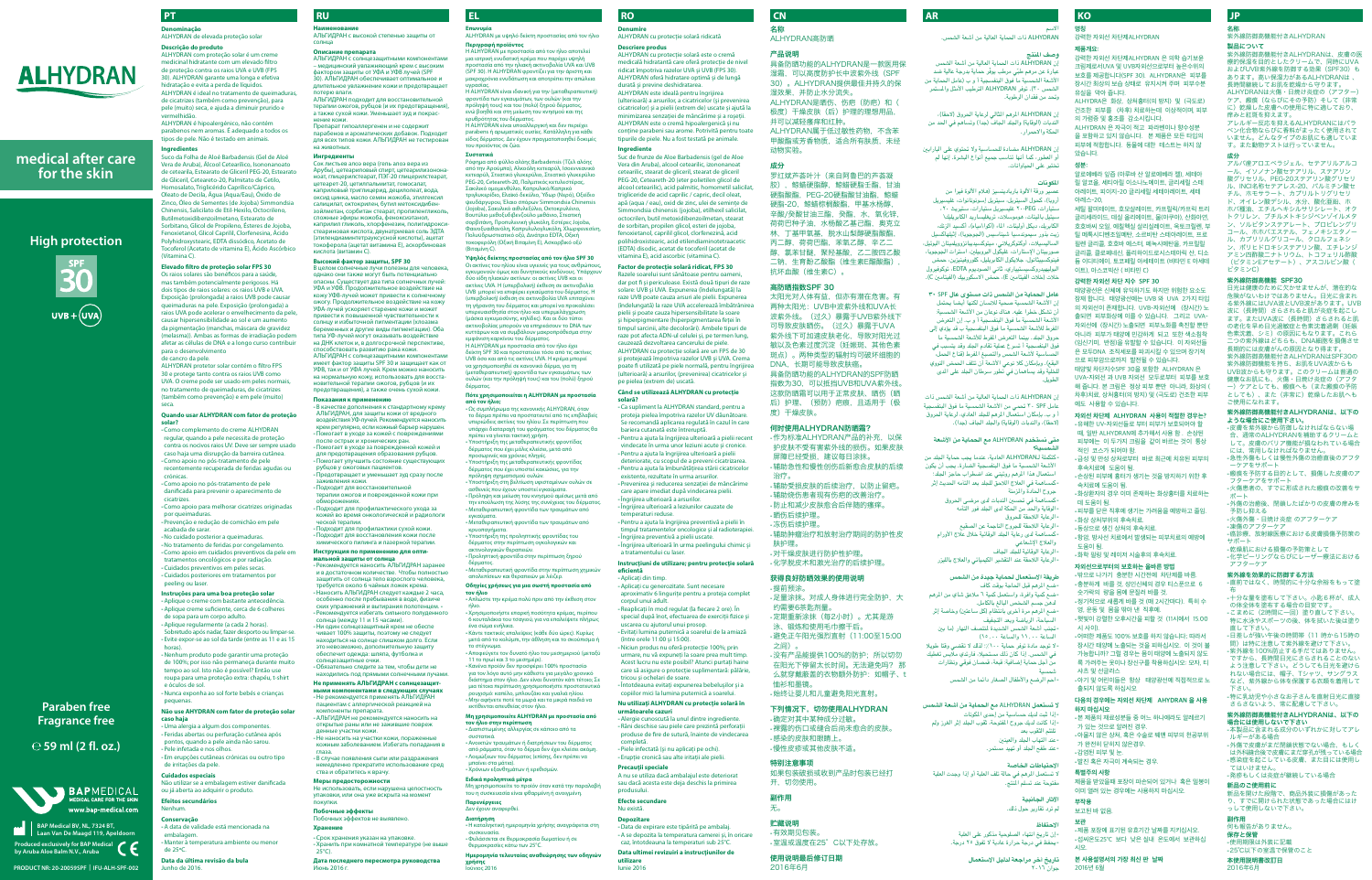# ALHYDRAN

**medical after care for the skin**

**High protection**

**SPF 30**

**UVB + UVA**

**Paraben free**
**Fragrance free**

℮ 59 ml (2 fl. oz.)

**BAP MEDICAL**
MEDICAL CARE FOR THE SKIN
www.bap-medical.com

BAP Medical BV, NL, 7324 BT, Laan Van De Maagd 119, Apeldoorn

Produced exclusively for BAP Medical by Aruba Aloe Balm N.V., Aruba

CE

PRODUCT NR: 20-20059SPF | IFU-ALH-SPF-002

## PT

**Denominação**
ALHYDRAN de elevada proteção solar

**Descrição do produto**
ALHYDRAN com proteção solar é um creme medicinal hidratante com um elevado filtro de proteção contra os raios UVA e UVB (FPS 30). ALHYDRAN garante uma longa e efetiva hidratação e evita a perda de líquidos. ALHYDRAN é ideal no tratamento de queimaduras, de cicatrizes (também como prevenção), para pele (muito) seca, e ajuda a diminuir prurido e vermelhidão.
ALHYDRAN é hipoalergénico, não contém parabenos nem aromas. É adequado a todos os tipos de pele. Não é testado em animais.

**Ingredientes**
Suco da Folha de Aloe Barbadensis (Gel de Aloe Vera de Aruba), Álcool Cetearílico, Isononanoato de cetearila, Estearato de Glicerol PEG-20, Estearato de Glicerol, Ceteareto-20, Palmitato de Cetilo, Homosalato, Triglicerido Caprilico/Caprico, Oleato de Decila, Água (Aqua/Eau), Óxido de Zinco, Óleo de Sementes de Jojoba (Simmondsia Chinensis), Salicilato de Etil-Hexilo, Octocrileno, Butilmetoxidibenzoilmetano, Estearato de Sorbitano, Glicol de Propileno, Ésteres de Jojoba, Fenoxietanol, Glicol Caprilil, Clorfenesina, Ácido Polihidroxiesteárico, EDTA dissódico, Acetato de Tocoferol (Acetato de vitamina E), Ácido Ascórbico (Vitamina C).

**Elevado filtro de proteção solar FPS 30**
Os raios solares são benéficos para a saúde, mas também potencialmente perigosos. Há dois tipos de raios solares: os raios UVA e UVB. Exposição (prolongada) a raios UVB pode causar queimaduras na pele. Exposição (prolongada) a raios UVA pode acelerar o envelhecimento da pele, causar hipersensibilidade ao sol e uma alteração da pigmentação (manchas, máscara de gravidez (melasma)). Ambas as formas de radiação podem afetar as células de DNA e a longo curso contribuir para o desenvolvimento de cancro da pele.
ALHYDRAN protetor solar contém o filtro FPS 30 e protege tanto contra os raios UVB como UVA. O creme pode ser usado em peles normais, no tratamento de queimaduras, de cicatrizes (também como prevenção) e em pele (muito) seca.

**Quando usar ALHYDRAN com fator de proteção solar?**
- Como complemento do creme ALHYDRAN regular, quando a pele necessita de proteção contra os nocivos raios UV. Deve ser sempre usado caso haja uma disrupção da barreira cutânea.
- Como apoio nos pós-tratamento de pele recentemente recuperada de feridas agudas ou crónicas.
- Como apoio nos pós-tratamento da pele danificada para prevenir o aparecimento de cicatrizes.
- Como apoio para melhorar cicatrizes originadas por queimaduras.
- Prevenção e redução de comichão em pele acabada de sarar.
- No cuidado posterior a queimaduras.
- No tratamento de feridas por congelamento.
- Como apoio em cuidados preventivos da pele em tratamentos oncológicos e por radiação.
- Cuidados preventivos em peles secas.
- Cuidados posteriores em tratamentos por peeling ou laser.

**Instruções para uma boa proteção solar**
- Aplique o creme com bastante antecedência.
- Aplique creme suficiente, cerca de 6 colheres de sopa para um corpo adulto.
- Aplique regularmente (a cada 2 horas). Sobretudo após nadar, fazer desporto ou limpar-se.
- Evite expor-se ao sol da tarde (entre as 11 e as 15 horas).
- Nenhum produto pode garantir uma proteção de 100%; por isso não permaneça durante muito tempo ao sol. Isto não é possível? Então use roupa para uma proteção extra: chapéu, t-shirt e óculos de sol.
- Nunca exponha ao sol forte bebés e crianças pequenas.

**Não use ALHYDRAN com fator de proteção solar caso haja**
- Uma alergia a algum dos componentes.
- Feridas abertas ou perfuração cutânea após pontos, quando a pele ainda não sarou.
- Pele infetada e nos olhos.
- Em erupções cutâneas crónicas ou outro tipo de irritações da pele.

**Cuidados especiais**
Não utilizar se a embalagem estiver danificada ou já aberta ao adquirir o produto.

**Efeitos secundários**
Nenhum.

**Conservação**
- A data de validade está mencionada na embalagem.
- Manter a temperatura ambiente ou menor de 25ºC.

**Data da última revisão da bula**
Junho de 2016.

## RU

**Наименование**
АЛЬГИДРАН с солнцезащитными компонентами

## EL

**Ονομασία**
ALHYDRAN με υψηλό δείκτη προστασίας από τον ήλιο

## RO

**Denumire**
ALHYDRAN cu protecție solară ridicată

## CN

**名称**
ALHYDRAN高防晒

## AR

## KO

**명칭**
강력한 자외선 차단제 ALHYDRAN

## JP

**名称**
紫外線防御高機能付きALHYDRAN